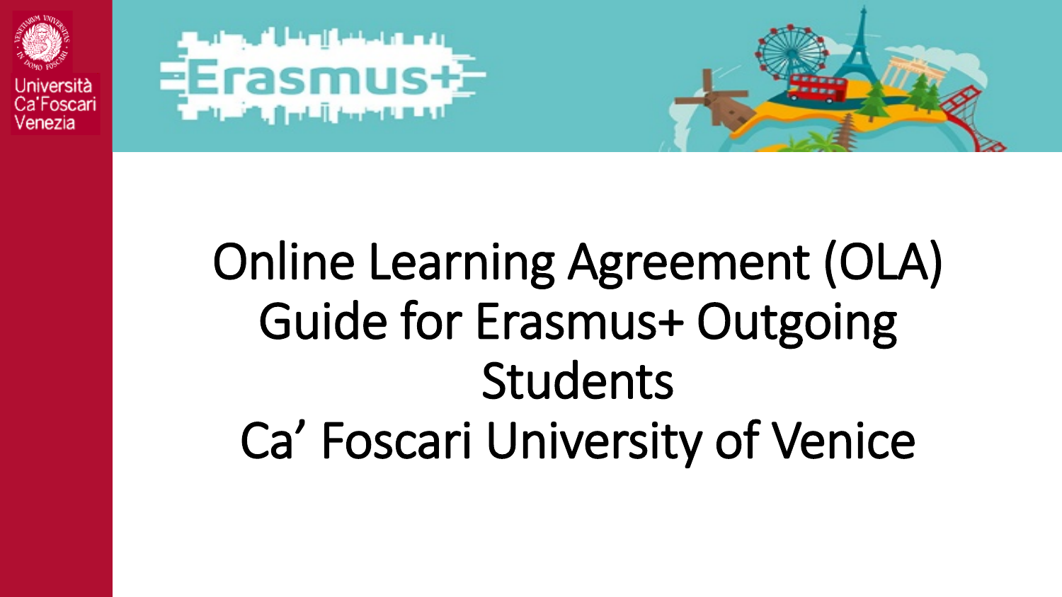Università Ca'Foscari Venezia

Erasmus+

# Online Learning Agreement (OLA) Guide for Erasmus+ Outgoing Students Ca' Foscari University of Venice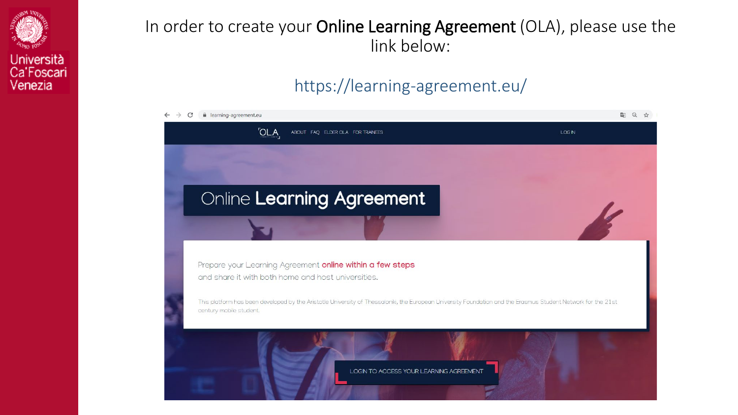In order to create your **Online Learning Agreement** (OLA), please use the link below:

https://learning-agreement.eu/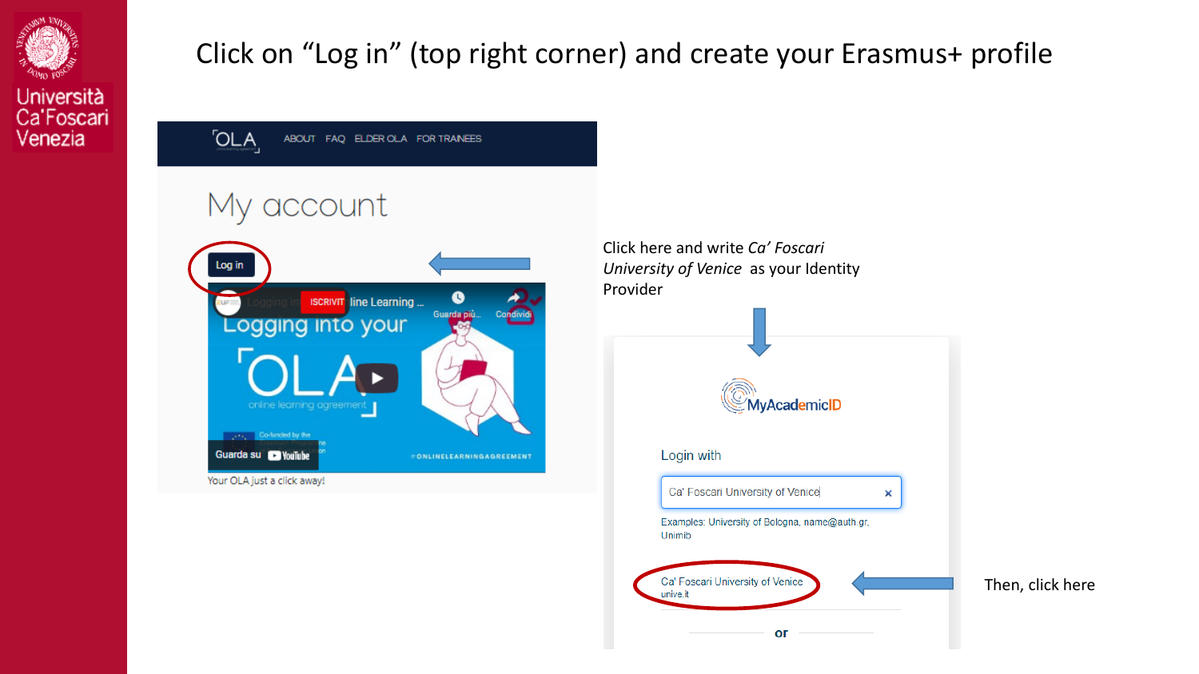# Click on "Log in" (top right corner) and create your Erasmus+ profile

Click here and write *Ca' Foscari University of Venice* as your Identity Provider

Then, click here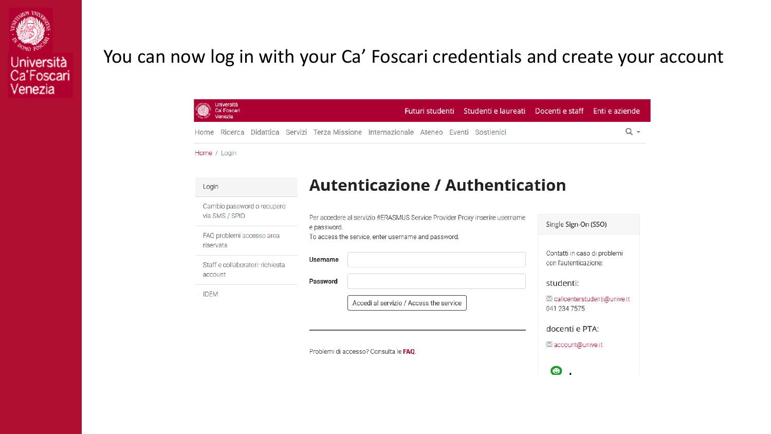# You can now log in with your Ca' Foscari credentials and create your account

Università Ca' Foscari Venezia

Futuri studenti | Studenti e laureati | Docenti e staff | Enti e aziende

Home | Ricerca | Didattica | Servizi | Terza Missione | Internazionale | Ateneo | Eventi | Sostienici

Home / Login

- Login
- Cambio password o recupero via SMS / SPID
- FAQ problemi accesso area riservata
- Staff e collaboratori: richiesta account
- IDEM

## Autenticazione / Authentication

Per accedere al servizio #ERASMUS Service Provider Proxy inserire username e password.
To access the service, enter username and password.

**Username**

**Password**

Accedi al servizio / Access the service

Problemi di accesso? Consulta le **FAQ**.

Single Sign-On (SSO)

Contatti in caso di problemi con l'autenticazione:

studenti:

callcenterstudenti@unive.it
041 234 7575

docenti e PTA:

account@unive.it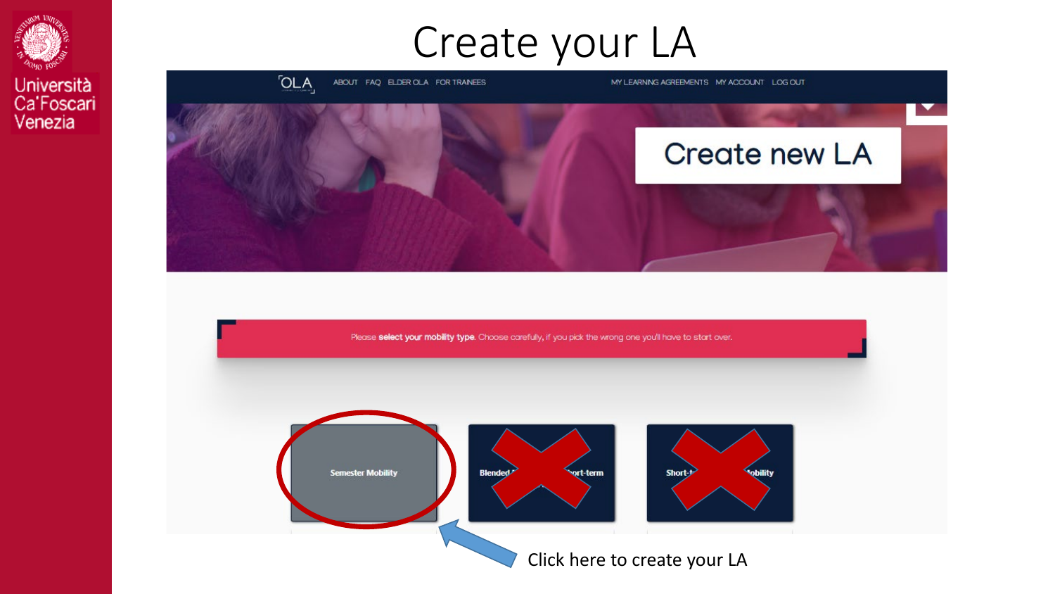# Create your LA

OLA ABOUT FAQ ELDER OLA FOR TRAINEES MY LEARNING AGREEMENTS MY ACCOUNT LOG OUT

## Create new LA

Please **select your mobility type**. Choose carefully, if you pick the wrong one you'll have to start over.

Semester Mobility

Blended ... ort-term

Short-t... obility

Click here to create your LA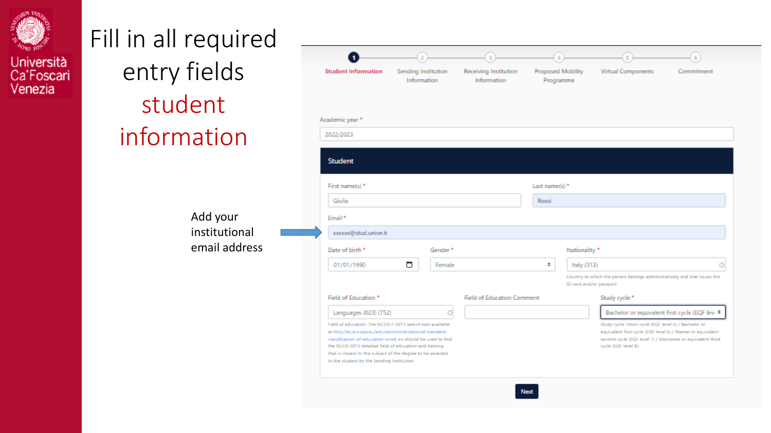# Fill in all required entry fields student information

Add your institutional email address

1 Student Information — 2 Sending Institution Information — 3 Receiving Institution Information — 4 Proposed Mobility Programme — 5 Virtual Components — 6 Commitment

Academic year *

2022/2023

**Student**

First name(s) *: Giulia

Last name(s) *: Rossi

Email *: xxxxxx@stud.unive.it

Date of birth *: 01/01/1990

Gender *: Female

Nationality *: Italy (313)

Country to which the person belongs administratively and that issues the ID card and/or passport.

Field of Education *: Languages (023) (752)

Field of education: The ISCED-F 2013 search tool available at http://ec.europa.eu/education/international-standard-classification-of-education-isced_en should be used to find the ISCED 2013 detailed field of education and training that is closest to the subject of the degree to be awarded to the student by the Sending Institution.

Field of Education Comment

Study cycle *: Bachelor or equivalent first cycle (EQF lev

Study cycle: Short cycle (EQF level 5) / Bachelor or equivalent first cycle (EQF level 6) / Master or equivalent second cycle (EQF level 7) / Doctorate or equivalent third cycle (EQF level 8).

Next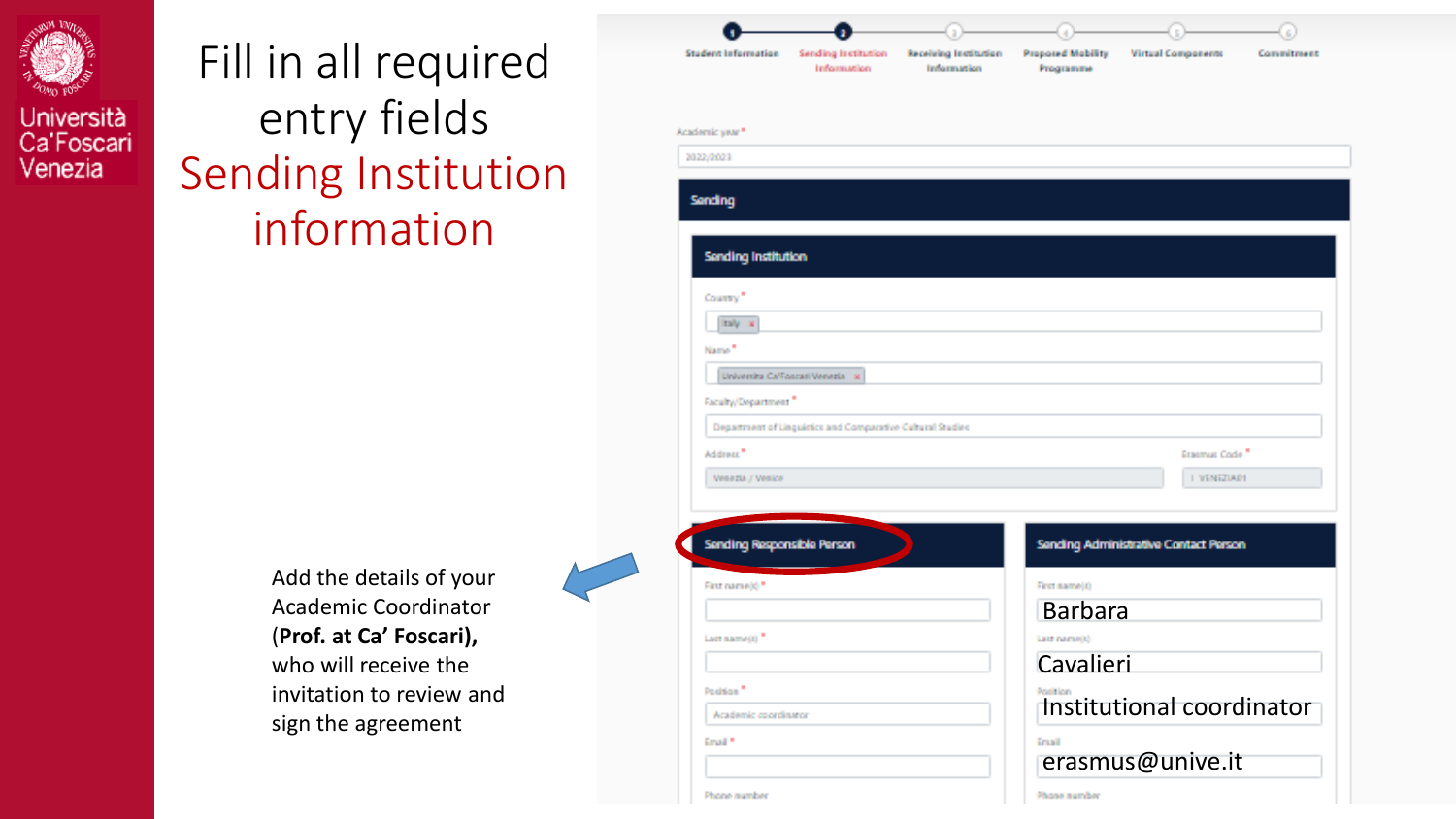# Fill in all required entry fields

## Sending Institution information

Student Information — Sending Institution Information — Receiving Institution Information — Proposed Mobility Programme — Virtual Components — Commitment

Academic year *

2022/2023

### Sending

#### Sending Institution

Country *

Italy

Name *

Università Ca'Foscari Venezia

Faculty/Department *

Department of Linguistics and Comparative Cultural Studies

Address *

Venezia / Venice

Erasmus Code *

I VENEZIA01

#### Sending Responsible Person

First name(s) *

Last name(s) *

Position *

Academic coordinator

Email *

Phone number

#### Sending Administrative Contact Person

First name(s)

Barbara

Last name(s)

Cavalieri

Position

Institutional coordinator

Email

erasmus@unive.it

Phone number

Add the details of your Academic Coordinator (**Prof. at Ca' Foscari),** who will receive the invitation to review and sign the agreement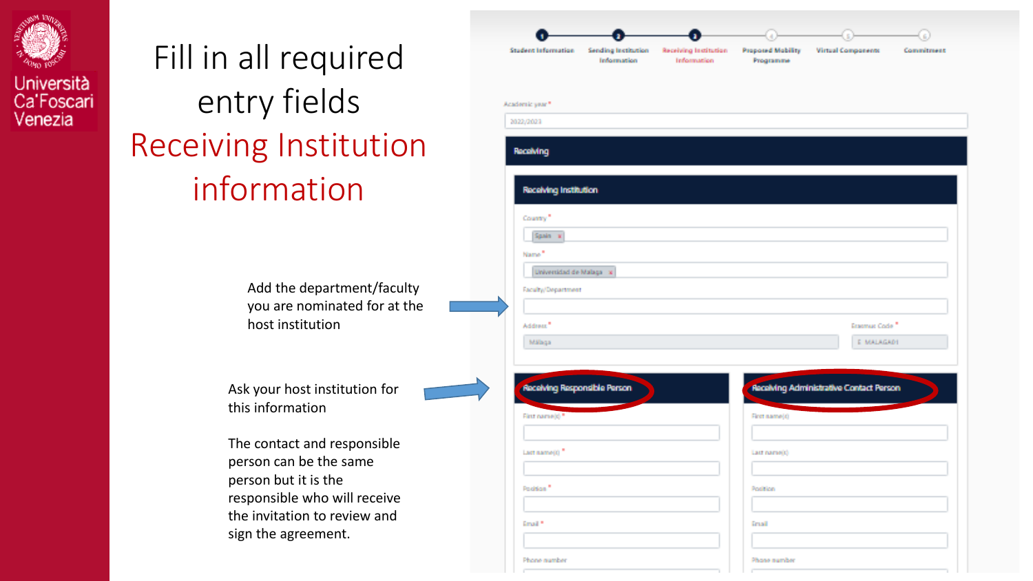# Fill in all required entry fields

## Receiving Institution information

Add the department/faculty you are nominated for at the host institution

Ask your host institution for this information

The contact and responsible person can be the same person but it is the responsible who will receive the invitation to review and sign the agreement.

Student Information — Sending Institution Information — Receiving Institution Information — Proposed Mobility Programme — Virtual Components — Commitment

Academic year *

2022/2023

### Receiving

#### Receiving Institution

Country *

Spain

Name *

Universidad de Malaga

Faculty/Department

Address *

Málaga

Erasmus Code *

E MALAGA01

#### Receiving Responsible Person

First name(s) *

Last name(s) *

Position *

Email *

Phone number

#### Receiving Administrative Contact Person

First name(s)

Last name(s)

Position

Email

Phone number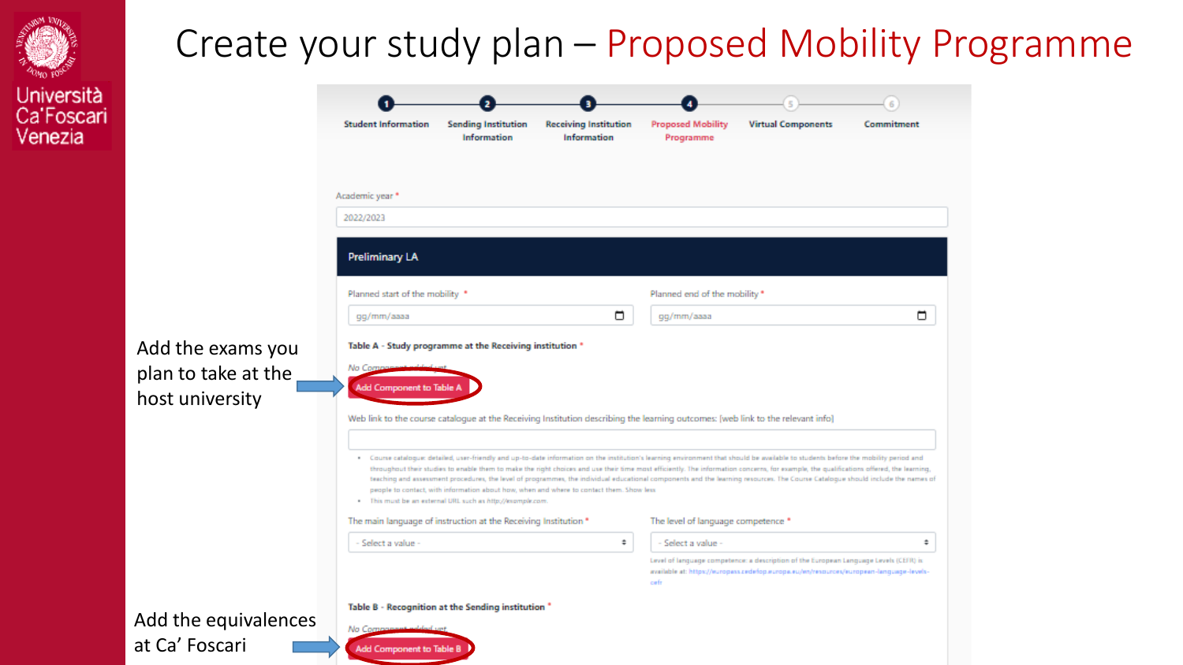# Create your study plan – Proposed Mobility Programme

1. Student Information
2. Sending Institution Information
3. Receiving Institution Information
4. Proposed Mobility Programme
5. Virtual Components
6. Commitment

Academic year *

2022/2023

**Preliminary LA**

Planned start of the mobility *

gg/mm/aaaa

Planned end of the mobility *

gg/mm/aaaa

**Table A - Study programme at the Receiving institution** *

*No Component added yet*

Add Component to Table A

Add the exams you plan to take at the host university

Web link to the course catalogue at the Receiving Institution describing the learning outcomes: [web link to the relevant info]

- Course catalogue: detailed, user-friendly and up-to-date information on the institution's learning environment that should be available to students before the mobility period and throughout their studies to enable them to make the right choices and use their time most efficiently. The information concerns, for example, the qualifications offered, the learning, teaching and assessment procedures, the level of programmes, the individual educational components and the learning resources. The Course Catalogue should include the names of people to contact, with information about how, when and where to contact them. Show less
- This must be an external URL such as http://example.com

The main language of instruction at the Receiving Institution *

- Select a value -

The level of language competence *

- Select a value -

Level of language competence: a description of the European Language Levels (CEFR) is available at: https://europass.cedefop.europa.eu/en/resources/european-language-levels-cefr

**Table B - Recognition at the Sending institution** *

*No Component added yet*

Add Component to Table B

Add the equivalences at Ca' Foscari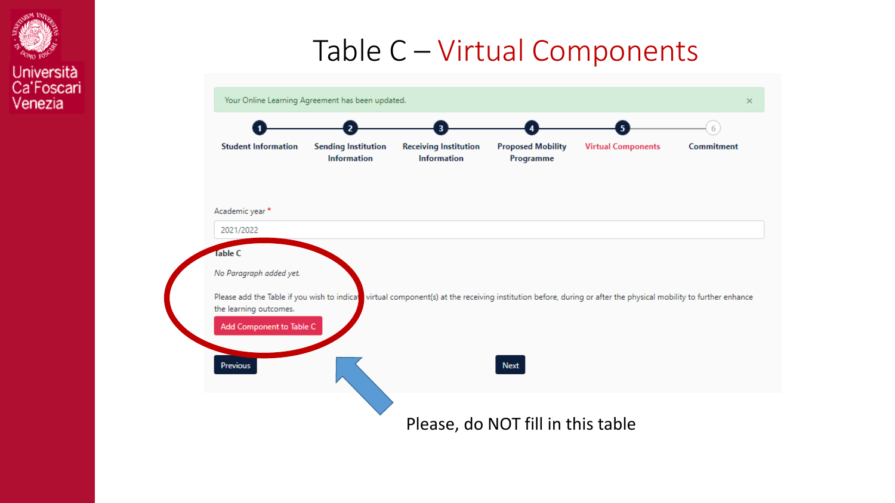# Table C – Virtual Components

Your Online Learning Agreement has been updated. ×

1. Student Information
2. Sending Institution Information
3. Receiving Institution Information
4. Proposed Mobility Programme
5. Virtual Components
6. Commitment

Academic year *

2021/2022

**Table C**

*No Paragraph added yet.*

Please add the Table if you wish to indicate virtual component(s) at the receiving institution before, during or after the physical mobility to further enhance the learning outcomes.

Add Component to Table C

Previous

Next

Please, do NOT fill in this table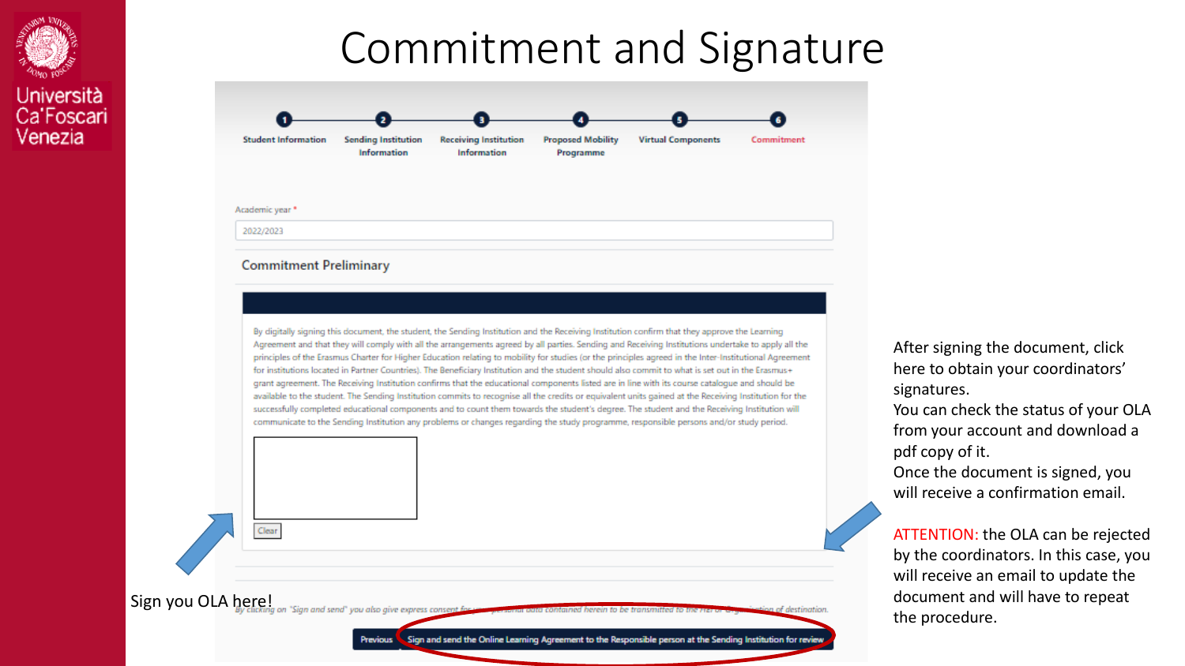# Commitment and Signature

Student Information | Sending Institution Information | Receiving Institution Information | Proposed Mobility Programme | Virtual Components | Commitment

Academic year *

2022/2023

## Commitment Preliminary

By digitally signing this document, the student, the Sending Institution and the Receiving Institution confirm that they approve the Learning Agreement and that they will comply with all the arrangements agreed by all parties. Sending and Receiving Institutions undertake to apply all the principles of the Erasmus Charter for Higher Education relating to mobility for studies (or the principles agreed in the Inter-Institutional Agreement for institutions located in Partner Countries). The Beneficiary Institution and the student should also commit to what is set out in the Erasmus+ grant agreement. The Receiving Institution confirms that the educational components listed are in line with its course catalogue and should be available to the student. The Sending Institution commits to recognise all the credits or equivalent units gained at the Receiving Institution for the successfully completed educational components and to count them towards the student's degree. The student and the Receiving Institution will communicate to the Sending Institution any problems or changes regarding the study programme, responsible persons and/or study period.

Clear

Sign you OLA here!

*By clicking on "Sign and send" you also give express consent for ... personal data contained herein to be transmitted to the ... of destination.*

Previous | Sign and send the Online Learning Agreement to the Responsible person at the Sending Institution for review

After signing the document, click here to obtain your coordinators' signatures.
You can check the status of your OLA from your account and download a pdf copy of it.
Once the document is signed, you will receive a confirmation email.

ATTENTION: the OLA can be rejected by the coordinators. In this case, you will receive an email to update the document and will have to repeat the procedure.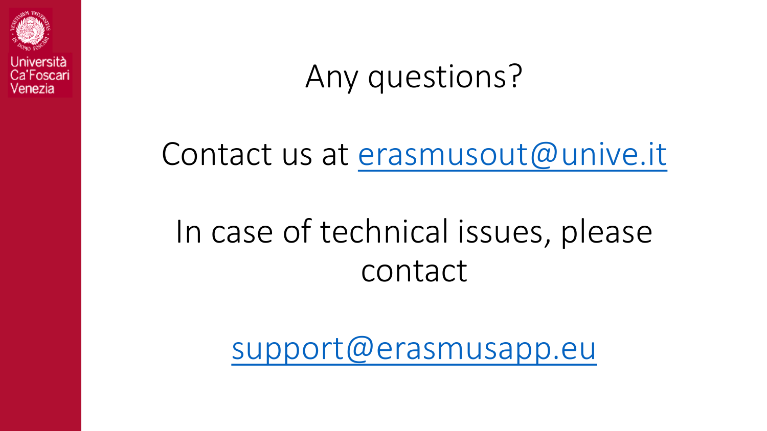Università Ca'Foscari Venezia

# Any questions?

Contact us at erasmusout@unive.it

In case of technical issues, please contact

support@erasmusapp.eu